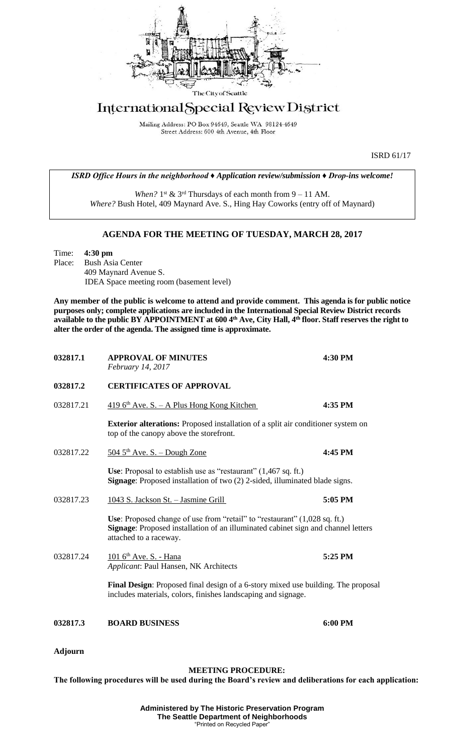The City of Seattle

# International Special Review District

Mailing Address: PO Box 94649, Seattle WA 98124-4649
Street Address: 600 4th Avenue, 4th Floor

ISRD 61/17

***ISRD Office Hours in the neighborhood ♦ Application review/submission ♦ Drop-ins welcome!***

*When?* 1st & 3rd Thursdays of each month from 9 – 11 AM.
*Where?* Bush Hotel, 409 Maynard Ave. S., Hing Hay Coworks (entry off of Maynard)

## AGENDA FOR THE MEETING OF TUESDAY, MARCH 28, 2017

Time: **4:30 pm**
Place: Bush Asia Center
409 Maynard Avenue S.
IDEA Space meeting room (basement level)

**Any member of the public is welcome to attend and provide comment. This agenda is for public notice purposes only; complete applications are included in the International Special Review District records available to the public BY APPOINTMENT at 600 4th Ave, City Hall, 4th floor. Staff reserves the right to alter the order of the agenda. The assigned time is approximate.**

**032817.1 APPROVAL OF MINUTES** — **4:30 PM**
*February 14, 2017*

**032817.2 CERTIFICATES OF APPROVAL**

032817.21 419 6th Ave. S. – A Plus Hong Kong Kitchen — **4:35 PM**

**Exterior alterations:** Proposed installation of a split air conditioner system on top of the canopy above the storefront.

032817.22 504 5th Ave. S. – Dough Zone — **4:45 PM**

**Use**: Proposal to establish use as "restaurant" (1,467 sq. ft.)
**Signage**: Proposed installation of two (2) 2-sided, illuminated blade signs.

032817.23 1043 S. Jackson St. – Jasmine Grill — **5:05 PM**

**Use**: Proposed change of use from "retail" to "restaurant" (1,028 sq. ft.)
**Signage**: Proposed installation of an illuminated cabinet sign and channel letters attached to a raceway.

032817.24 101 6th Ave. S. - Hana — **5:25 PM**
*Applicant*: Paul Hansen, NK Architects

**Final Design**: Proposed final design of a 6-story mixed use building. The proposal includes materials, colors, finishes landscaping and signage.

**032817.3 BOARD BUSINESS** — **6:00 PM**

**Adjourn**

**MEETING PROCEDURE:**
**The following procedures will be used during the Board's review and deliberations for each application:**

**Administered by The Historic Preservation Program**
**The Seattle Department of Neighborhoods**
"Printed on Recycled Paper"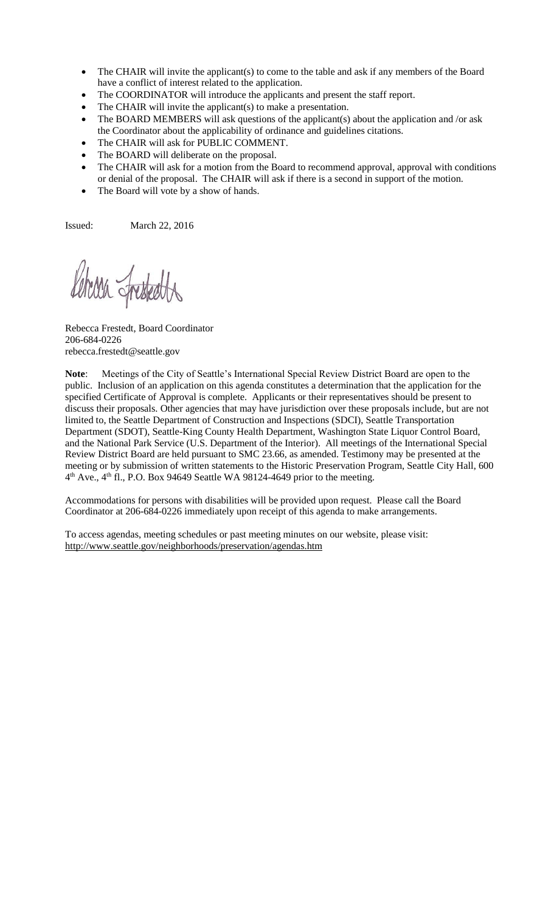- The CHAIR will invite the applicant(s) to come to the table and ask if any members of the Board have a conflict of interest related to the application.
- The COORDINATOR will introduce the applicants and present the staff report.
- The CHAIR will invite the applicant(s) to make a presentation.
- The BOARD MEMBERS will ask questions of the applicant(s) about the application and /or ask the Coordinator about the applicability of ordinance and guidelines citations.
- The CHAIR will ask for PUBLIC COMMENT.
- The BOARD will deliberate on the proposal.
- The CHAIR will ask for a motion from the Board to recommend approval, approval with conditions or denial of the proposal. The CHAIR will ask if there is a second in support of the motion.
- The Board will vote by a show of hands.

Issued: March 22, 2016

Rebecca Frestedt, Board Coordinator
206-684-0226
rebecca.frestedt@seattle.gov

**Note**: Meetings of the City of Seattle's International Special Review District Board are open to the public. Inclusion of an application on this agenda constitutes a determination that the application for the specified Certificate of Approval is complete. Applicants or their representatives should be present to discuss their proposals. Other agencies that may have jurisdiction over these proposals include, but are not limited to, the Seattle Department of Construction and Inspections (SDCI), Seattle Transportation Department (SDOT), Seattle-King County Health Department, Washington State Liquor Control Board, and the National Park Service (U.S. Department of the Interior). All meetings of the International Special Review District Board are held pursuant to SMC 23.66, as amended. Testimony may be presented at the meeting or by submission of written statements to the Historic Preservation Program, Seattle City Hall, 600 4th Ave., 4th fl., P.O. Box 94649 Seattle WA 98124-4649 prior to the meeting.

Accommodations for persons with disabilities will be provided upon request. Please call the Board Coordinator at 206-684-0226 immediately upon receipt of this agenda to make arrangements.

To access agendas, meeting schedules or past meeting minutes on our website, please visit: http://www.seattle.gov/neighborhoods/preservation/agendas.htm